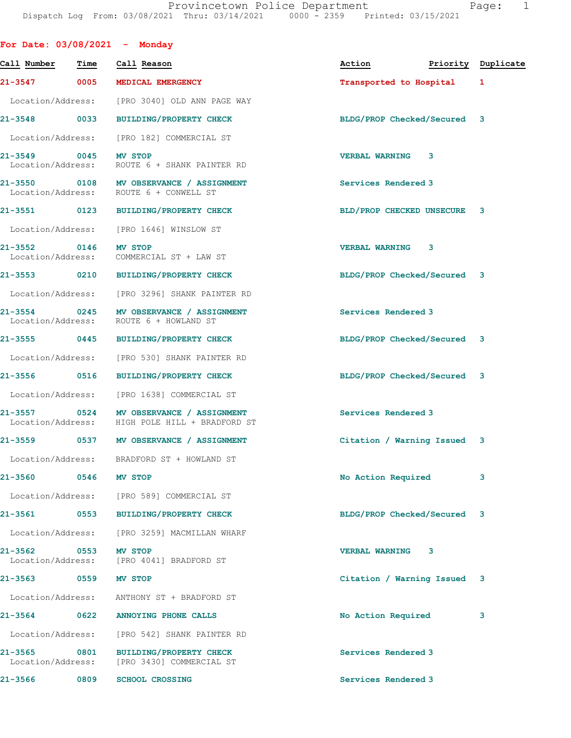For Date: 03/08/2021 - Monday

| Call Number | Time | Call Reason | Action | Priority | Duplicate |
|---|---|---|---|---|---|
| 21-3547 | 0005 | MEDICAL EMERGENCY | Transported to Hospital | 1 | |
| Location/Address: | | [PRO 3040] OLD ANN PAGE WAY | | | |
| 21-3548 | 0033 | BUILDING/PROPERTY CHECK | BLDG/PROP Checked/Secured | 3 | |
| Location/Address: | | [PRO 182] COMMERCIAL ST | | | |
| 21-3549 | 0045 | MV STOP | VERBAL WARNING | 3 | |
| Location/Address: | | ROUTE 6 + SHANK PAINTER RD | | | |
| 21-3550 | 0108 | MV OBSERVANCE / ASSIGNMENT | Services Rendered | 3 | |
| Location/Address: | | ROUTE 6 + CONWELL ST | | | |
| 21-3551 | 0123 | BUILDING/PROPERTY CHECK | BLD/PROP CHECKED UNSECURE | 3 | |
| Location/Address: | | [PRO 1646] WINSLOW ST | | | |
| 21-3552 | 0146 | MV STOP | VERBAL WARNING | 3 | |
| Location/Address: | | COMMERCIAL ST + LAW ST | | | |
| 21-3553 | 0210 | BUILDING/PROPERTY CHECK | BLDG/PROP Checked/Secured | 3 | |
| Location/Address: | | [PRO 3296] SHANK PAINTER RD | | | |
| 21-3554 | 0245 | MV OBSERVANCE / ASSIGNMENT | Services Rendered | 3 | |
| Location/Address: | | ROUTE 6 + HOWLAND ST | | | |
| 21-3555 | 0445 | BUILDING/PROPERTY CHECK | BLDG/PROP Checked/Secured | 3 | |
| Location/Address: | | [PRO 530] SHANK PAINTER RD | | | |
| 21-3556 | 0516 | BUILDING/PROPERTY CHECK | BLDG/PROP Checked/Secured | 3 | |
| Location/Address: | | [PRO 1638] COMMERCIAL ST | | | |
| 21-3557 | 0524 | MV OBSERVANCE / ASSIGNMENT | Services Rendered | 3 | |
| Location/Address: | | HIGH POLE HILL + BRADFORD ST | | | |
| 21-3559 | 0537 | MV OBSERVANCE / ASSIGNMENT | Citation / Warning Issued | 3 | |
| Location/Address: | | BRADFORD ST + HOWLAND ST | | | |
| 21-3560 | 0546 | MV STOP | No Action Required | 3 | |
| Location/Address: | | [PRO 589] COMMERCIAL ST | | | |
| 21-3561 | 0553 | BUILDING/PROPERTY CHECK | BLDG/PROP Checked/Secured | 3 | |
| Location/Address: | | [PRO 3259] MACMILLAN WHARF | | | |
| 21-3562 | 0553 | MV STOP | VERBAL WARNING | 3 | |
| Location/Address: | | [PRO 4041] BRADFORD ST | | | |
| 21-3563 | 0559 | MV STOP | Citation / Warning Issued | 3 | |
| Location/Address: | | ANTHONY ST + BRADFORD ST | | | |
| 21-3564 | 0622 | ANNOYING PHONE CALLS | No Action Required | 3 | |
| Location/Address: | | [PRO 542] SHANK PAINTER RD | | | |
| 21-3565 | 0801 | BUILDING/PROPERTY CHECK | Services Rendered | 3 | |
| Location/Address: | | [PRO 3430] COMMERCIAL ST | | | |
| 21-3566 | 0809 | SCHOOL CROSSING | Services Rendered | 3 | |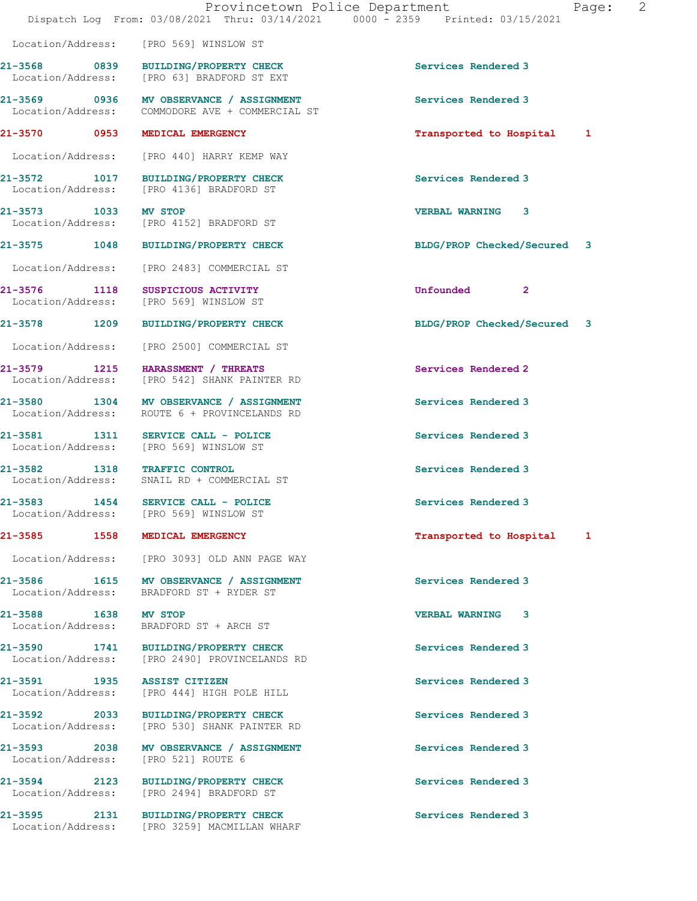Location/Address: [PRO 569] WINSLOW ST

| Call # | Time | Call Reason | Action | Priority |
|---|---|---|---|---|
| 21-3568 | 0839 | BUILDING/PROPERTY CHECK | Services Rendered | 3 |
| | | Location/Address: [PRO 63] BRADFORD ST EXT | | |
| 21-3569 | 0936 | MV OBSERVANCE / ASSIGNMENT | Services Rendered | 3 |
| | | Location/Address: COMMODORE AVE + COMMERCIAL ST | | |
| 21-3570 | 0953 | MEDICAL EMERGENCY | Transported to Hospital | 1 |
| | | Location/Address: [PRO 440] HARRY KEMP WAY | | |
| 21-3572 | 1017 | BUILDING/PROPERTY CHECK | Services Rendered | 3 |
| | | Location/Address: [PRO 4136] BRADFORD ST | | |
| 21-3573 | 1033 | MV STOP | VERBAL WARNING | 3 |
| | | Location/Address: [PRO 4152] BRADFORD ST | | |
| 21-3575 | 1048 | BUILDING/PROPERTY CHECK | BLDG/PROP Checked/Secured | 3 |
| | | Location/Address: [PRO 2483] COMMERCIAL ST | | |
| 21-3576 | 1118 | SUSPICIOUS ACTIVITY | Unfounded | 2 |
| | | Location/Address: [PRO 569] WINSLOW ST | | |
| 21-3578 | 1209 | BUILDING/PROPERTY CHECK | BLDG/PROP Checked/Secured | 3 |
| | | Location/Address: [PRO 2500] COMMERCIAL ST | | |
| 21-3579 | 1215 | HARASSMENT / THREATS | Services Rendered | 2 |
| | | Location/Address: [PRO 542] SHANK PAINTER RD | | |
| 21-3580 | 1304 | MV OBSERVANCE / ASSIGNMENT | Services Rendered | 3 |
| | | Location/Address: ROUTE 6 + PROVINCELANDS RD | | |
| 21-3581 | 1311 | SERVICE CALL - POLICE | Services Rendered | 3 |
| | | Location/Address: [PRO 569] WINSLOW ST | | |
| 21-3582 | 1318 | TRAFFIC CONTROL | Services Rendered | 3 |
| | | Location/Address: SNAIL RD + COMMERCIAL ST | | |
| 21-3583 | 1454 | SERVICE CALL - POLICE | Services Rendered | 3 |
| | | Location/Address: [PRO 569] WINSLOW ST | | |
| 21-3585 | 1558 | MEDICAL EMERGENCY | Transported to Hospital | 1 |
| | | Location/Address: [PRO 3093] OLD ANN PAGE WAY | | |
| 21-3586 | 1615 | MV OBSERVANCE / ASSIGNMENT | Services Rendered | 3 |
| | | Location/Address: BRADFORD ST + RYDER ST | | |
| 21-3588 | 1638 | MV STOP | VERBAL WARNING | 3 |
| | | Location/Address: BRADFORD ST + ARCH ST | | |
| 21-3590 | 1741 | BUILDING/PROPERTY CHECK | Services Rendered | 3 |
| | | Location/Address: [PRO 2490] PROVINCELANDS RD | | |
| 21-3591 | 1935 | ASSIST CITIZEN | Services Rendered | 3 |
| | | Location/Address: [PRO 444] HIGH POLE HILL | | |
| 21-3592 | 2033 | BUILDING/PROPERTY CHECK | Services Rendered | 3 |
| | | Location/Address: [PRO 530] SHANK PAINTER RD | | |
| 21-3593 | 2038 | MV OBSERVANCE / ASSIGNMENT | Services Rendered | 3 |
| | | Location/Address: [PRO 521] ROUTE 6 | | |
| 21-3594 | 2123 | BUILDING/PROPERTY CHECK | Services Rendered | 3 |
| | | Location/Address: [PRO 2494] BRADFORD ST | | |
| 21-3595 | 2131 | BUILDING/PROPERTY CHECK | Services Rendered | 3 |
| | | Location/Address: [PRO 3259] MACMILLAN WHARF | | |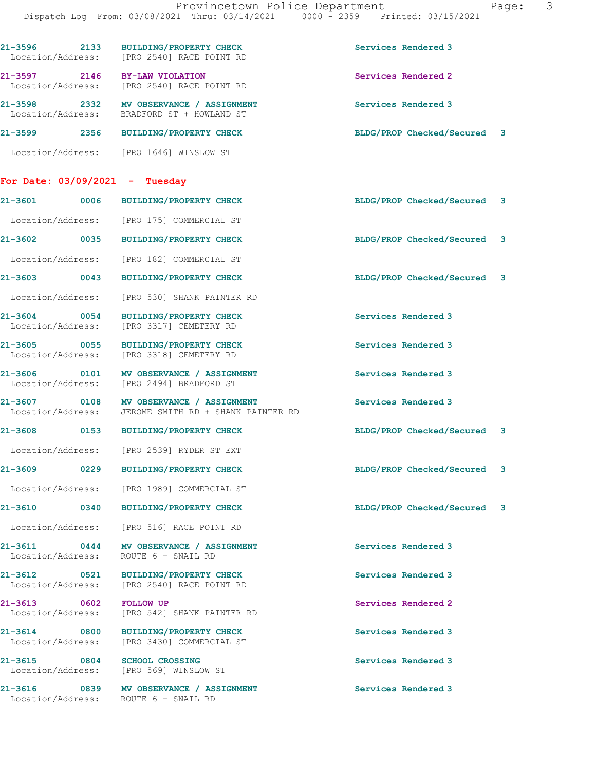21-3596 2133 BUILDING/PROPERTY CHECK Services Rendered 3
Location/Address: [PRO 2540] RACE POINT RD

21-3597 2146 BY-LAW VIOLATION Services Rendered 2
Location/Address: [PRO 2540] RACE POINT RD

21-3598 2332 MV OBSERVANCE / ASSIGNMENT Services Rendered 3
Location/Address: BRADFORD ST + HOWLAND ST

21-3599 2356 BUILDING/PROPERTY CHECK BLDG/PROP Checked/Secured 3
Location/Address: [PRO 1646] WINSLOW ST

**For Date: 03/09/2021 - Tuesday**

21-3601 0006 BUILDING/PROPERTY CHECK BLDG/PROP Checked/Secured 3
Location/Address: [PRO 175] COMMERCIAL ST

21-3602 0035 BUILDING/PROPERTY CHECK BLDG/PROP Checked/Secured 3
Location/Address: [PRO 182] COMMERCIAL ST

21-3603 0043 BUILDING/PROPERTY CHECK BLDG/PROP Checked/Secured 3
Location/Address: [PRO 530] SHANK PAINTER RD

21-3604 0054 BUILDING/PROPERTY CHECK Services Rendered 3
Location/Address: [PRO 3317] CEMETERY RD

21-3605 0055 BUILDING/PROPERTY CHECK Services Rendered 3
Location/Address: [PRO 3318] CEMETERY RD

21-3606 0101 MV OBSERVANCE / ASSIGNMENT Services Rendered 3
Location/Address: [PRO 2494] BRADFORD ST

21-3607 0108 MV OBSERVANCE / ASSIGNMENT Services Rendered 3
Location/Address: JEROME SMITH RD + SHANK PAINTER RD

21-3608 0153 BUILDING/PROPERTY CHECK BLDG/PROP Checked/Secured 3
Location/Address: [PRO 2539] RYDER ST EXT

21-3609 0229 BUILDING/PROPERTY CHECK BLDG/PROP Checked/Secured 3
Location/Address: [PRO 1989] COMMERCIAL ST

21-3610 0340 BUILDING/PROPERTY CHECK BLDG/PROP Checked/Secured 3
Location/Address: [PRO 516] RACE POINT RD

21-3611 0444 MV OBSERVANCE / ASSIGNMENT Services Rendered 3
Location/Address: ROUTE 6 + SNAIL RD

21-3612 0521 BUILDING/PROPERTY CHECK Services Rendered 3
Location/Address: [PRO 2540] RACE POINT RD

21-3613 0602 FOLLOW UP Services Rendered 2
Location/Address: [PRO 542] SHANK PAINTER RD

21-3614 0800 BUILDING/PROPERTY CHECK Services Rendered 3
Location/Address: [PRO 3430] COMMERCIAL ST

21-3615 0804 SCHOOL CROSSING Services Rendered 3
Location/Address: [PRO 569] WINSLOW ST

21-3616 0839 MV OBSERVANCE / ASSIGNMENT Services Rendered 3
Location/Address: ROUTE 6 + SNAIL RD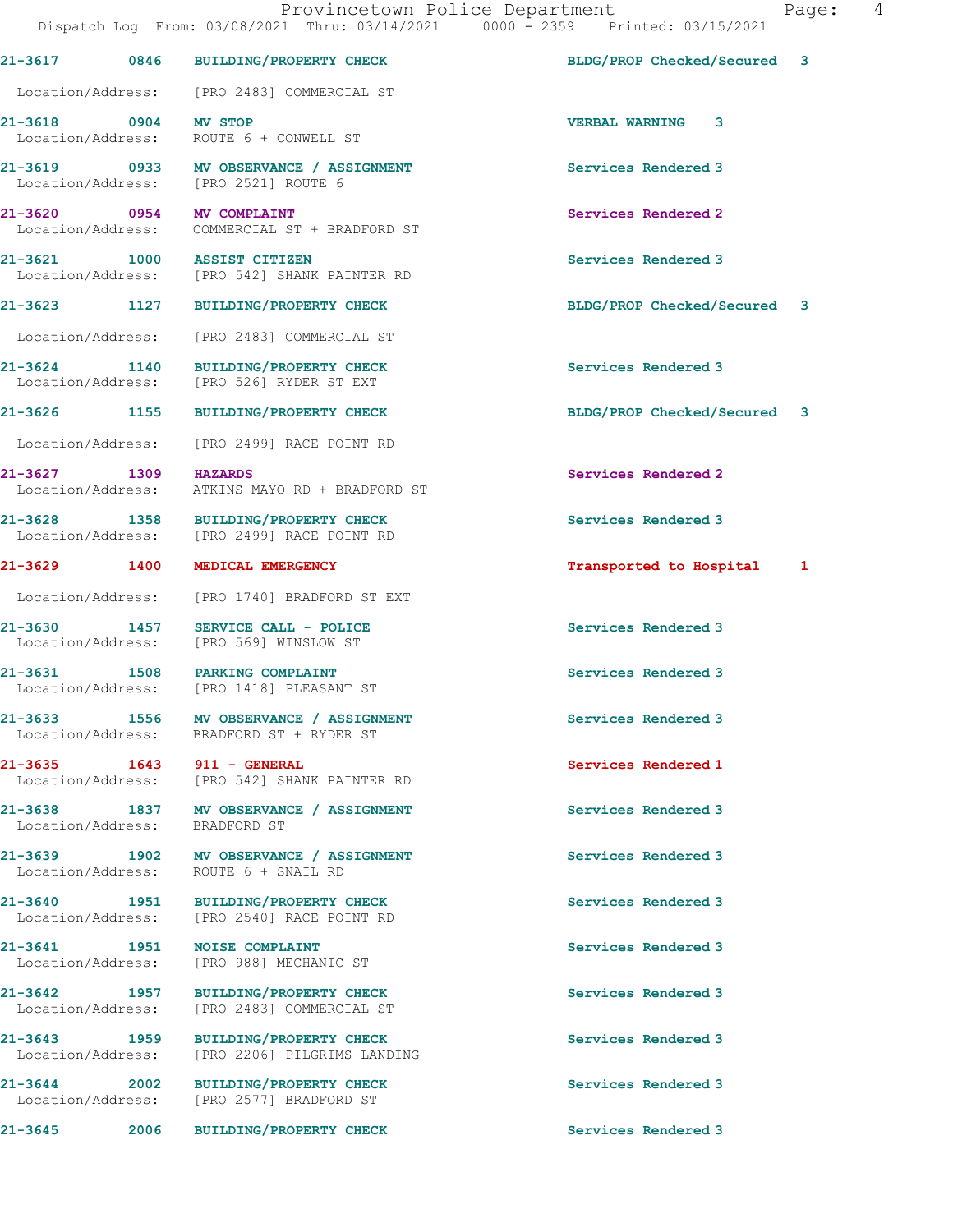21-3617 0846 BUILDING/PROPERTY CHECK BLDG/PROP Checked/Secured 3

Location/Address: [PRO 2483] COMMERCIAL ST

21-3618 0904 MV STOP VERBAL WARNING 3
Location/Address: ROUTE 6 + CONWELL ST

21-3619 0933 MV OBSERVANCE / ASSIGNMENT Services Rendered 3
Location/Address: [PRO 2521] ROUTE 6

21-3620 0954 MV COMPLAINT Services Rendered 2
Location/Address: COMMERCIAL ST + BRADFORD ST

21-3621 1000 ASSIST CITIZEN Services Rendered 3
Location/Address: [PRO 542] SHANK PAINTER RD

21-3623 1127 BUILDING/PROPERTY CHECK BLDG/PROP Checked/Secured 3

Location/Address: [PRO 2483] COMMERCIAL ST

21-3624 1140 BUILDING/PROPERTY CHECK Services Rendered 3
Location/Address: [PRO 526] RYDER ST EXT

21-3626 1155 BUILDING/PROPERTY CHECK BLDG/PROP Checked/Secured 3

Location/Address: [PRO 2499] RACE POINT RD

21-3627 1309 HAZARDS Services Rendered 2
Location/Address: ATKINS MAYO RD + BRADFORD ST

21-3628 1358 BUILDING/PROPERTY CHECK Services Rendered 3
Location/Address: [PRO 2499] RACE POINT RD

21-3629 1400 MEDICAL EMERGENCY Transported to Hospital 1

Location/Address: [PRO 1740] BRADFORD ST EXT

21-3630 1457 SERVICE CALL - POLICE Services Rendered 3
Location/Address: [PRO 569] WINSLOW ST

21-3631 1508 PARKING COMPLAINT Services Rendered 3
Location/Address: [PRO 1418] PLEASANT ST

21-3633 1556 MV OBSERVANCE / ASSIGNMENT Services Rendered 3
Location/Address: BRADFORD ST + RYDER ST

21-3635 1643 911 - GENERAL Services Rendered 1
Location/Address: [PRO 542] SHANK PAINTER RD

21-3638 1837 MV OBSERVANCE / ASSIGNMENT Services Rendered 3
Location/Address: BRADFORD ST

21-3639 1902 MV OBSERVANCE / ASSIGNMENT Services Rendered 3
Location/Address: ROUTE 6 + SNAIL RD

21-3640 1951 BUILDING/PROPERTY CHECK Services Rendered 3
Location/Address: [PRO 2540] RACE POINT RD

21-3641 1951 NOISE COMPLAINT Services Rendered 3
Location/Address: [PRO 988] MECHANIC ST

21-3642 1957 BUILDING/PROPERTY CHECK Services Rendered 3
Location/Address: [PRO 2483] COMMERCIAL ST

21-3643 1959 BUILDING/PROPERTY CHECK Services Rendered 3
Location/Address: [PRO 2206] PILGRIMS LANDING

21-3644 2002 BUILDING/PROPERTY CHECK Services Rendered 3
Location/Address: [PRO 2577] BRADFORD ST

21-3645 2006 BUILDING/PROPERTY CHECK Services Rendered 3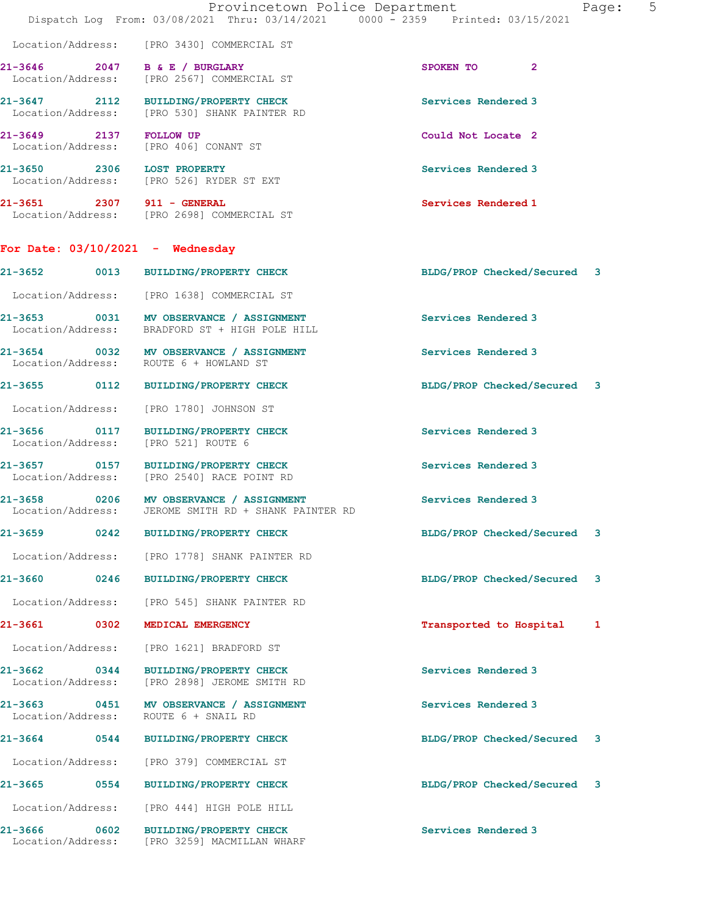Location/Address: [PRO 3430] COMMERCIAL ST

**21-3646 2047 B & E / BURGLARY** SPOKEN TO 2
Location/Address: [PRO 2567] COMMERCIAL ST

**21-3647 2112 BUILDING/PROPERTY CHECK** Services Rendered 3
Location/Address: [PRO 530] SHANK PAINTER RD

**21-3649 2137 FOLLOW UP** Could Not Locate 2
Location/Address: [PRO 406] CONANT ST

**21-3650 2306 LOST PROPERTY** Services Rendered 3
Location/Address: [PRO 526] RYDER ST EXT

**21-3651 2307 911 - GENERAL** Services Rendered 1
Location/Address: [PRO 2698] COMMERCIAL ST

## For Date: 03/10/2021 - Wednesday

**21-3652 0013 BUILDING/PROPERTY CHECK** BLDG/PROP Checked/Secured 3
Location/Address: [PRO 1638] COMMERCIAL ST

**21-3653 0031 MV OBSERVANCE / ASSIGNMENT** Services Rendered 3
Location/Address: BRADFORD ST + HIGH POLE HILL

**21-3654 0032 MV OBSERVANCE / ASSIGNMENT** Services Rendered 3
Location/Address: ROUTE 6 + HOWLAND ST

**21-3655 0112 BUILDING/PROPERTY CHECK** BLDG/PROP Checked/Secured 3
Location/Address: [PRO 1780] JOHNSON ST

**21-3656 0117 BUILDING/PROPERTY CHECK** Services Rendered 3
Location/Address: [PRO 521] ROUTE 6

**21-3657 0157 BUILDING/PROPERTY CHECK** Services Rendered 3
Location/Address: [PRO 2540] RACE POINT RD

**21-3658 0206 MV OBSERVANCE / ASSIGNMENT** Services Rendered 3
Location/Address: JEROME SMITH RD + SHANK PAINTER RD

**21-3659 0242 BUILDING/PROPERTY CHECK** BLDG/PROP Checked/Secured 3
Location/Address: [PRO 1778] SHANK PAINTER RD

**21-3660 0246 BUILDING/PROPERTY CHECK** BLDG/PROP Checked/Secured 3
Location/Address: [PRO 545] SHANK PAINTER RD

**21-3661 0302 MEDICAL EMERGENCY** Transported to Hospital 1
Location/Address: [PRO 1621] BRADFORD ST

**21-3662 0344 BUILDING/PROPERTY CHECK** Services Rendered 3
Location/Address: [PRO 2898] JEROME SMITH RD

**21-3663 0451 MV OBSERVANCE / ASSIGNMENT** Services Rendered 3
Location/Address: ROUTE 6 + SNAIL RD

**21-3664 0544 BUILDING/PROPERTY CHECK** BLDG/PROP Checked/Secured 3
Location/Address: [PRO 379] COMMERCIAL ST

**21-3665 0554 BUILDING/PROPERTY CHECK** BLDG/PROP Checked/Secured 3
Location/Address: [PRO 444] HIGH POLE HILL

**21-3666 0602 BUILDING/PROPERTY CHECK** Services Rendered 3
Location/Address: [PRO 3259] MACMILLAN WHARF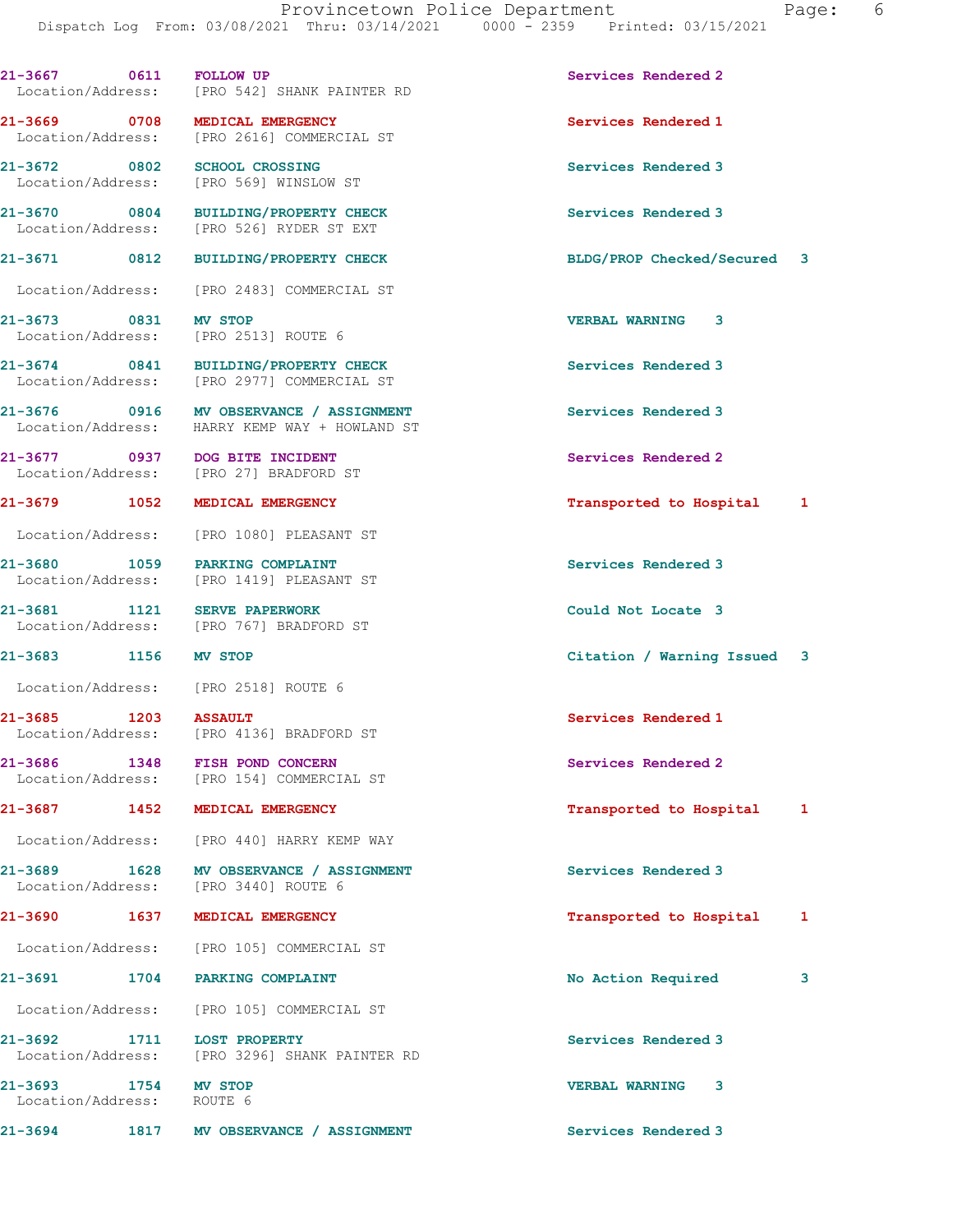| Call # | Time | Call Reason | Action | Priority |
|---|---|---|---|---|
| 21-3667 | 0611 | FOLLOW UP | Services Rendered | 2 |
| Location/Address: | | [PRO 542] SHANK PAINTER RD | | |
| 21-3669 | 0708 | MEDICAL EMERGENCY | Services Rendered | 1 |
| Location/Address: | | [PRO 2616] COMMERCIAL ST | | |
| 21-3672 | 0802 | SCHOOL CROSSING | Services Rendered | 3 |
| Location/Address: | | [PRO 569] WINSLOW ST | | |
| 21-3670 | 0804 | BUILDING/PROPERTY CHECK | Services Rendered | 3 |
| Location/Address: | | [PRO 526] RYDER ST EXT | | |
| 21-3671 | 0812 | BUILDING/PROPERTY CHECK | BLDG/PROP Checked/Secured | 3 |
| Location/Address: | | [PRO 2483] COMMERCIAL ST | | |
| 21-3673 | 0831 | MV STOP | VERBAL WARNING | 3 |
| Location/Address: | | [PRO 2513] ROUTE 6 | | |
| 21-3674 | 0841 | BUILDING/PROPERTY CHECK | Services Rendered | 3 |
| Location/Address: | | [PRO 2977] COMMERCIAL ST | | |
| 21-3676 | 0916 | MV OBSERVANCE / ASSIGNMENT | Services Rendered | 3 |
| Location/Address: | | HARRY KEMP WAY + HOWLAND ST | | |
| 21-3677 | 0937 | DOG BITE INCIDENT | Services Rendered | 2 |
| Location/Address: | | [PRO 27] BRADFORD ST | | |
| 21-3679 | 1052 | MEDICAL EMERGENCY | Transported to Hospital | 1 |
| Location/Address: | | [PRO 1080] PLEASANT ST | | |
| 21-3680 | 1059 | PARKING COMPLAINT | Services Rendered | 3 |
| Location/Address: | | [PRO 1419] PLEASANT ST | | |
| 21-3681 | 1121 | SERVE PAPERWORK | Could Not Locate | 3 |
| Location/Address: | | [PRO 767] BRADFORD ST | | |
| 21-3683 | 1156 | MV STOP | Citation / Warning Issued | 3 |
| Location/Address: | | [PRO 2518] ROUTE 6 | | |
| 21-3685 | 1203 | ASSAULT | Services Rendered | 1 |
| Location/Address: | | [PRO 4136] BRADFORD ST | | |
| 21-3686 | 1348 | FISH POND CONCERN | Services Rendered | 2 |
| Location/Address: | | [PRO 154] COMMERCIAL ST | | |
| 21-3687 | 1452 | MEDICAL EMERGENCY | Transported to Hospital | 1 |
| Location/Address: | | [PRO 440] HARRY KEMP WAY | | |
| 21-3689 | 1628 | MV OBSERVANCE / ASSIGNMENT | Services Rendered | 3 |
| Location/Address: | | [PRO 3440] ROUTE 6 | | |
| 21-3690 | 1637 | MEDICAL EMERGENCY | Transported to Hospital | 1 |
| Location/Address: | | [PRO 105] COMMERCIAL ST | | |
| 21-3691 | 1704 | PARKING COMPLAINT | No Action Required | 3 |
| Location/Address: | | [PRO 105] COMMERCIAL ST | | |
| 21-3692 | 1711 | LOST PROPERTY | Services Rendered | 3 |
| Location/Address: | | [PRO 3296] SHANK PAINTER RD | | |
| 21-3693 | 1754 | MV STOP | VERBAL WARNING | 3 |
| Location/Address: | | ROUTE 6 | | |
| 21-3694 | 1817 | MV OBSERVANCE / ASSIGNMENT | Services Rendered | 3 |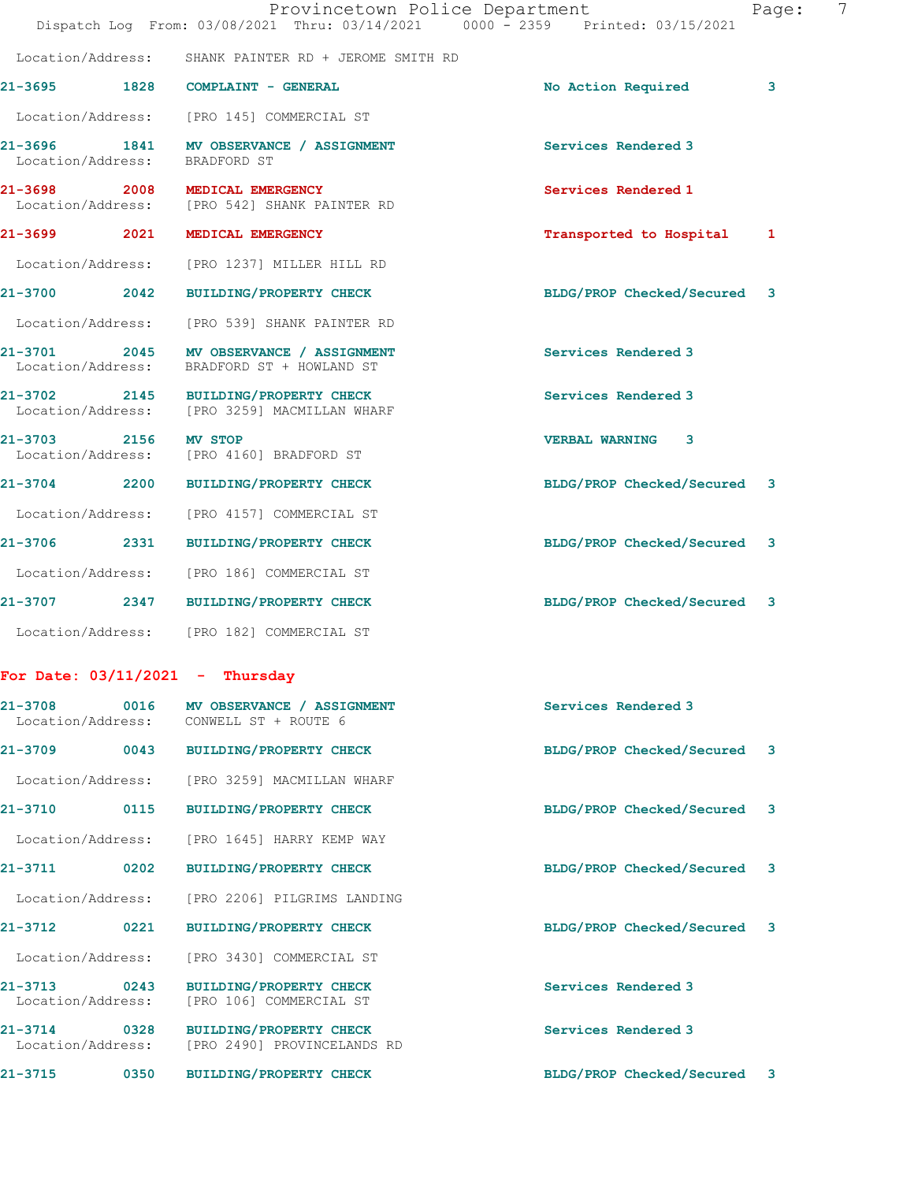Location/Address: SHANK PAINTER RD + JEROME SMITH RD

**21-3695 1828 COMPLAINT - GENERAL** No Action Required 3

Location/Address: [PRO 145] COMMERCIAL ST

**21-3696 1841 MV OBSERVANCE / ASSIGNMENT** Services Rendered 3
Location/Address: BRADFORD ST

**21-3698 2008 MEDICAL EMERGENCY** Services Rendered 1
Location/Address: [PRO 542] SHANK PAINTER RD

**21-3699 2021 MEDICAL EMERGENCY** Transported to Hospital 1

Location/Address: [PRO 1237] MILLER HILL RD

**21-3700 2042 BUILDING/PROPERTY CHECK** BLDG/PROP Checked/Secured 3

Location/Address: [PRO 539] SHANK PAINTER RD

**21-3701 2045 MV OBSERVANCE / ASSIGNMENT** Services Rendered 3
Location/Address: BRADFORD ST + HOWLAND ST

**21-3702 2145 BUILDING/PROPERTY CHECK** Services Rendered 3
Location/Address: [PRO 3259] MACMILLAN WHARF

**21-3703 2156 MV STOP** VERBAL WARNING 3
Location/Address: [PRO 4160] BRADFORD ST

**21-3704 2200 BUILDING/PROPERTY CHECK** BLDG/PROP Checked/Secured 3

Location/Address: [PRO 4157] COMMERCIAL ST

**21-3706 2331 BUILDING/PROPERTY CHECK** BLDG/PROP Checked/Secured 3

Location/Address: [PRO 186] COMMERCIAL ST

**21-3707 2347 BUILDING/PROPERTY CHECK** BLDG/PROP Checked/Secured 3

Location/Address: [PRO 182] COMMERCIAL ST

## For Date: 03/11/2021 - Thursday

**21-3708 0016 MV OBSERVANCE / ASSIGNMENT** Services Rendered 3
Location/Address: CONWELL ST + ROUTE 6

**21-3709 0043 BUILDING/PROPERTY CHECK** BLDG/PROP Checked/Secured 3

Location/Address: [PRO 3259] MACMILLAN WHARF

**21-3710 0115 BUILDING/PROPERTY CHECK** BLDG/PROP Checked/Secured 3

Location/Address: [PRO 1645] HARRY KEMP WAY

**21-3711 0202 BUILDING/PROPERTY CHECK** BLDG/PROP Checked/Secured 3

Location/Address: [PRO 2206] PILGRIMS LANDING

**21-3712 0221 BUILDING/PROPERTY CHECK** BLDG/PROP Checked/Secured 3

Location/Address: [PRO 3430] COMMERCIAL ST

**21-3713 0243 BUILDING/PROPERTY CHECK** Services Rendered 3
Location/Address: [PRO 106] COMMERCIAL ST

**21-3714 0328 BUILDING/PROPERTY CHECK** Services Rendered 3
Location/Address: [PRO 2490] PROVINCELANDS RD

**21-3715 0350 BUILDING/PROPERTY CHECK** BLDG/PROP Checked/Secured 3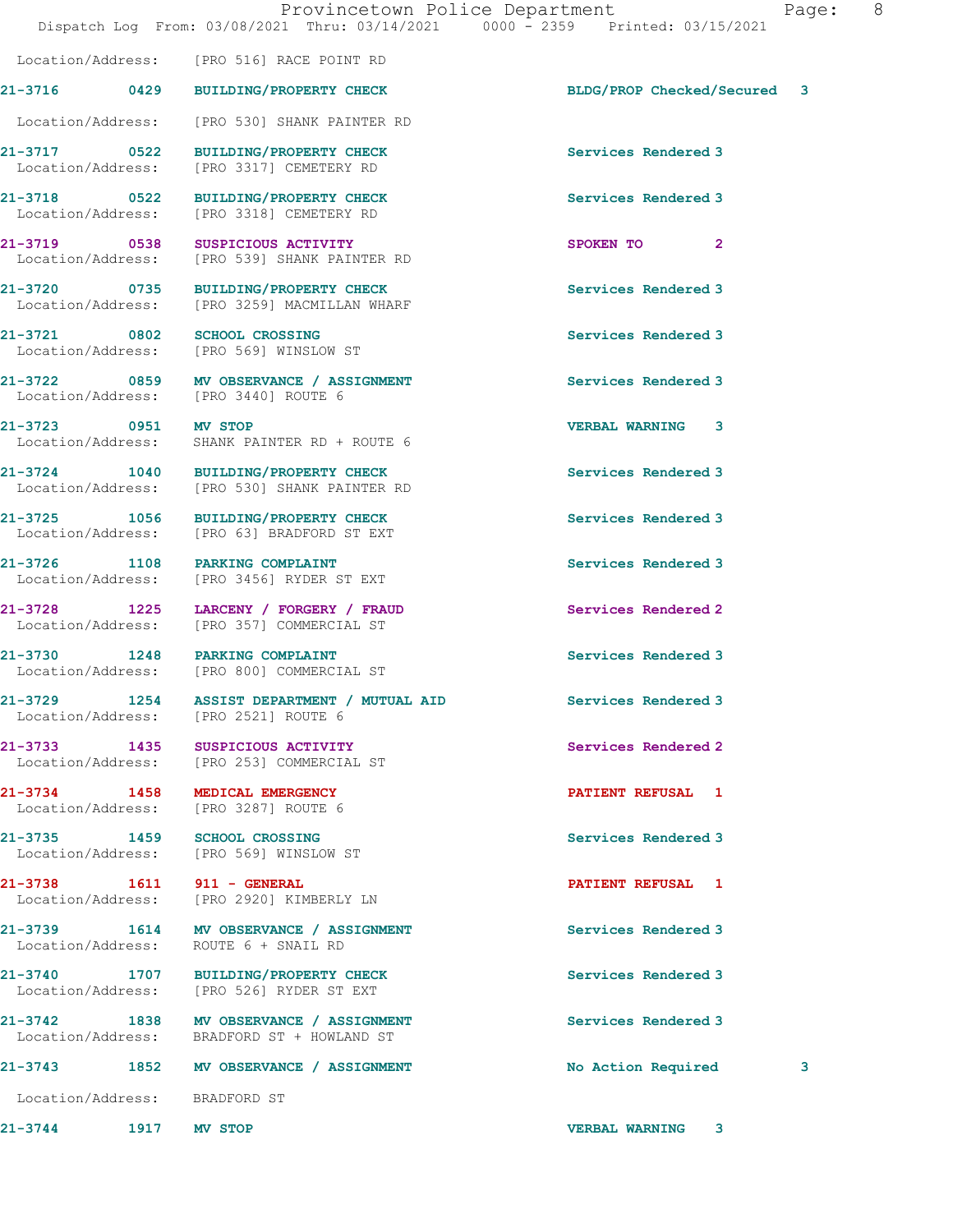Location/Address: [PRO 516] RACE POINT RD

**21-3716** 0429 **BUILDING/PROPERTY CHECK** BLDG/PROP Checked/Secured 3
Location/Address: [PRO 530] SHANK PAINTER RD

**21-3717** 0522 **BUILDING/PROPERTY CHECK** Services Rendered 3
Location/Address: [PRO 3317] CEMETERY RD

**21-3718** 0522 **BUILDING/PROPERTY CHECK** Services Rendered 3
Location/Address: [PRO 3318] CEMETERY RD

**21-3719** 0538 **SUSPICIOUS ACTIVITY** SPOKEN TO 2
Location/Address: [PRO 539] SHANK PAINTER RD

**21-3720** 0735 **BUILDING/PROPERTY CHECK** Services Rendered 3
Location/Address: [PRO 3259] MACMILLAN WHARF

**21-3721** 0802 **SCHOOL CROSSING** Services Rendered 3
Location/Address: [PRO 569] WINSLOW ST

**21-3722** 0859 **MV OBSERVANCE / ASSIGNMENT** Services Rendered 3
Location/Address: [PRO 3440] ROUTE 6

**21-3723** 0951 **MV STOP** VERBAL WARNING 3
Location/Address: SHANK PAINTER RD + ROUTE 6

**21-3724** 1040 **BUILDING/PROPERTY CHECK** Services Rendered 3
Location/Address: [PRO 530] SHANK PAINTER RD

**21-3725** 1056 **BUILDING/PROPERTY CHECK** Services Rendered 3
Location/Address: [PRO 63] BRADFORD ST EXT

**21-3726** 1108 **PARKING COMPLAINT** Services Rendered 3
Location/Address: [PRO 3456] RYDER ST EXT

**21-3728** 1225 **LARCENY / FORGERY / FRAUD** Services Rendered 2
Location/Address: [PRO 357] COMMERCIAL ST

**21-3730** 1248 **PARKING COMPLAINT** Services Rendered 3
Location/Address: [PRO 800] COMMERCIAL ST

**21-3729** 1254 **ASSIST DEPARTMENT / MUTUAL AID** Services Rendered 3
Location/Address: [PRO 2521] ROUTE 6

**21-3733** 1435 **SUSPICIOUS ACTIVITY** Services Rendered 2
Location/Address: [PRO 253] COMMERCIAL ST

**21-3734** 1458 **MEDICAL EMERGENCY** PATIENT REFUSAL 1
Location/Address: [PRO 3287] ROUTE 6

**21-3735** 1459 **SCHOOL CROSSING** Services Rendered 3
Location/Address: [PRO 569] WINSLOW ST

**21-3738** 1611 **911 - GENERAL** PATIENT REFUSAL 1
Location/Address: [PRO 2920] KIMBERLY LN

**21-3739** 1614 **MV OBSERVANCE / ASSIGNMENT** Services Rendered 3
Location/Address: ROUTE 6 + SNAIL RD

**21-3740** 1707 **BUILDING/PROPERTY CHECK** Services Rendered 3
Location/Address: [PRO 526] RYDER ST EXT

**21-3742** 1838 **MV OBSERVANCE / ASSIGNMENT** Services Rendered 3
Location/Address: BRADFORD ST + HOWLAND ST

**21-3743** 1852 **MV OBSERVANCE / ASSIGNMENT** No Action Required 3
Location/Address: BRADFORD ST

**21-3744** 1917 **MV STOP** VERBAL WARNING 3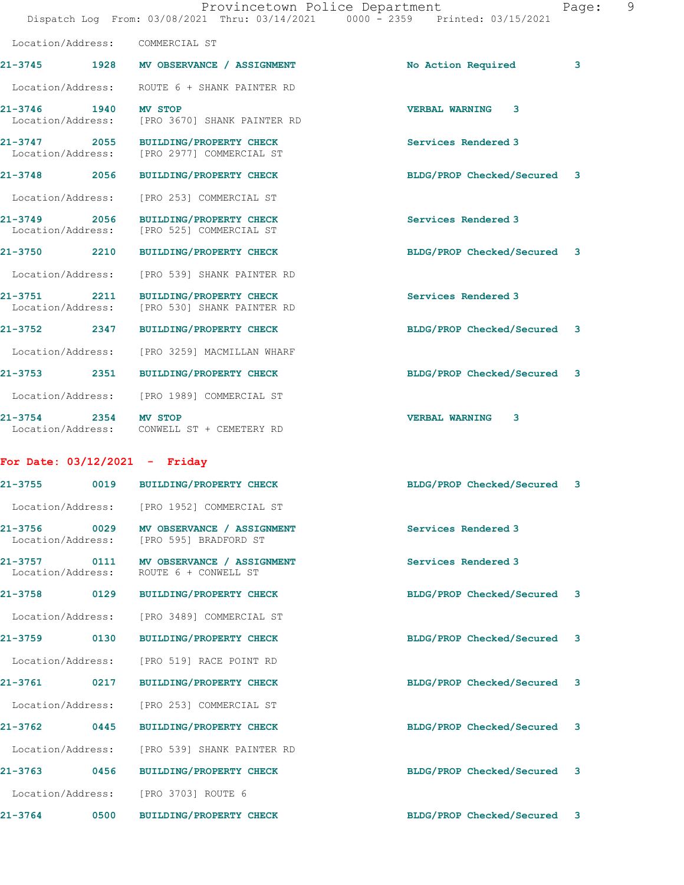Location/Address: COMMERCIAL ST

**21-3745** 1928 **MV OBSERVANCE / ASSIGNMENT** No Action Required 3
Location/Address: ROUTE 6 + SHANK PAINTER RD

**21-3746** 1940 **MV STOP** VERBAL WARNING 3
Location/Address: [PRO 3670] SHANK PAINTER RD

**21-3747** 2055 **BUILDING/PROPERTY CHECK** Services Rendered 3
Location/Address: [PRO 2977] COMMERCIAL ST

**21-3748** 2056 **BUILDING/PROPERTY CHECK** BLDG/PROP Checked/Secured 3
Location/Address: [PRO 253] COMMERCIAL ST

**21-3749** 2056 **BUILDING/PROPERTY CHECK** Services Rendered 3
Location/Address: [PRO 525] COMMERCIAL ST

**21-3750** 2210 **BUILDING/PROPERTY CHECK** BLDG/PROP Checked/Secured 3
Location/Address: [PRO 539] SHANK PAINTER RD

**21-3751** 2211 **BUILDING/PROPERTY CHECK** Services Rendered 3
Location/Address: [PRO 530] SHANK PAINTER RD

**21-3752** 2347 **BUILDING/PROPERTY CHECK** BLDG/PROP Checked/Secured 3
Location/Address: [PRO 3259] MACMILLAN WHARF

**21-3753** 2351 **BUILDING/PROPERTY CHECK** BLDG/PROP Checked/Secured 3
Location/Address: [PRO 1989] COMMERCIAL ST

**21-3754** 2354 **MV STOP** VERBAL WARNING 3
Location/Address: CONWELL ST + CEMETERY RD

## For Date: 03/12/2021 - Friday

**21-3755** 0019 **BUILDING/PROPERTY CHECK** BLDG/PROP Checked/Secured 3
Location/Address: [PRO 1952] COMMERCIAL ST

**21-3756** 0029 **MV OBSERVANCE / ASSIGNMENT** Services Rendered 3
Location/Address: [PRO 595] BRADFORD ST

**21-3757** 0111 **MV OBSERVANCE / ASSIGNMENT** Services Rendered 3
Location/Address: ROUTE 6 + CONWELL ST

**21-3758** 0129 **BUILDING/PROPERTY CHECK** BLDG/PROP Checked/Secured 3
Location/Address: [PRO 3489] COMMERCIAL ST

**21-3759** 0130 **BUILDING/PROPERTY CHECK** BLDG/PROP Checked/Secured 3
Location/Address: [PRO 519] RACE POINT RD

**21-3761** 0217 **BUILDING/PROPERTY CHECK** BLDG/PROP Checked/Secured 3
Location/Address: [PRO 253] COMMERCIAL ST

**21-3762** 0445 **BUILDING/PROPERTY CHECK** BLDG/PROP Checked/Secured 3
Location/Address: [PRO 539] SHANK PAINTER RD

**21-3763** 0456 **BUILDING/PROPERTY CHECK** BLDG/PROP Checked/Secured 3
Location/Address: [PRO 3703] ROUTE 6

**21-3764** 0500 **BUILDING/PROPERTY CHECK** BLDG/PROP Checked/Secured 3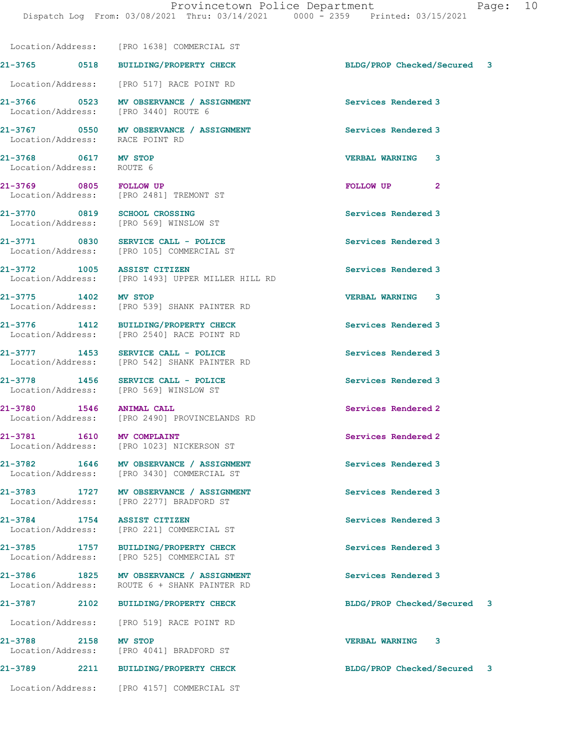Location/Address: [PRO 1638] COMMERCIAL ST

| Call # | Time | Call Reason | Action | Priority |
|---|---|---|---|---|
| 21-3765 | 0518 | BUILDING/PROPERTY CHECK | BLDG/PROP Checked/Secured | 3 |
| Location/Address: | | [PRO 517] RACE POINT RD | | |
| 21-3766 | 0523 | MV OBSERVANCE / ASSIGNMENT | Services Rendered | 3 |
| Location/Address: | | [PRO 3440] ROUTE 6 | | |
| 21-3767 | 0550 | MV OBSERVANCE / ASSIGNMENT | Services Rendered | 3 |
| Location/Address: | | RACE POINT RD | | |
| 21-3768 | 0617 | MV STOP | VERBAL WARNING | 3 |
| Location/Address: | | ROUTE 6 | | |
| 21-3769 | 0805 | FOLLOW UP | FOLLOW UP | 2 |
| Location/Address: | | [PRO 2481] TREMONT ST | | |
| 21-3770 | 0819 | SCHOOL CROSSING | Services Rendered | 3 |
| Location/Address: | | [PRO 569] WINSLOW ST | | |
| 21-3771 | 0830 | SERVICE CALL - POLICE | Services Rendered | 3 |
| Location/Address: | | [PRO 105] COMMERCIAL ST | | |
| 21-3772 | 1005 | ASSIST CITIZEN | Services Rendered | 3 |
| Location/Address: | | [PRO 1493] UPPER MILLER HILL RD | | |
| 21-3775 | 1402 | MV STOP | VERBAL WARNING | 3 |
| Location/Address: | | [PRO 539] SHANK PAINTER RD | | |
| 21-3776 | 1412 | BUILDING/PROPERTY CHECK | Services Rendered | 3 |
| Location/Address: | | [PRO 2540] RACE POINT RD | | |
| 21-3777 | 1453 | SERVICE CALL - POLICE | Services Rendered | 3 |
| Location/Address: | | [PRO 542] SHANK PAINTER RD | | |
| 21-3778 | 1456 | SERVICE CALL - POLICE | Services Rendered | 3 |
| Location/Address: | | [PRO 569] WINSLOW ST | | |
| 21-3780 | 1546 | ANIMAL CALL | Services Rendered | 2 |
| Location/Address: | | [PRO 2490] PROVINCELANDS RD | | |
| 21-3781 | 1610 | MV COMPLAINT | Services Rendered | 2 |
| Location/Address: | | [PRO 1023] NICKERSON ST | | |
| 21-3782 | 1646 | MV OBSERVANCE / ASSIGNMENT | Services Rendered | 3 |
| Location/Address: | | [PRO 3430] COMMERCIAL ST | | |
| 21-3783 | 1727 | MV OBSERVANCE / ASSIGNMENT | Services Rendered | 3 |
| Location/Address: | | [PRO 2277] BRADFORD ST | | |
| 21-3784 | 1754 | ASSIST CITIZEN | Services Rendered | 3 |
| Location/Address: | | [PRO 221] COMMERCIAL ST | | |
| 21-3785 | 1757 | BUILDING/PROPERTY CHECK | Services Rendered | 3 |
| Location/Address: | | [PRO 525] COMMERCIAL ST | | |
| 21-3786 | 1825 | MV OBSERVANCE / ASSIGNMENT | Services Rendered | 3 |
| Location/Address: | | ROUTE 6 + SHANK PAINTER RD | | |
| 21-3787 | 2102 | BUILDING/PROPERTY CHECK | BLDG/PROP Checked/Secured | 3 |
| Location/Address: | | [PRO 519] RACE POINT RD | | |
| 21-3788 | 2158 | MV STOP | VERBAL WARNING | 3 |
| Location/Address: | | [PRO 4041] BRADFORD ST | | |
| 21-3789 | 2211 | BUILDING/PROPERTY CHECK | BLDG/PROP Checked/Secured | 3 |
| Location/Address: | | [PRO 4157] COMMERCIAL ST | | |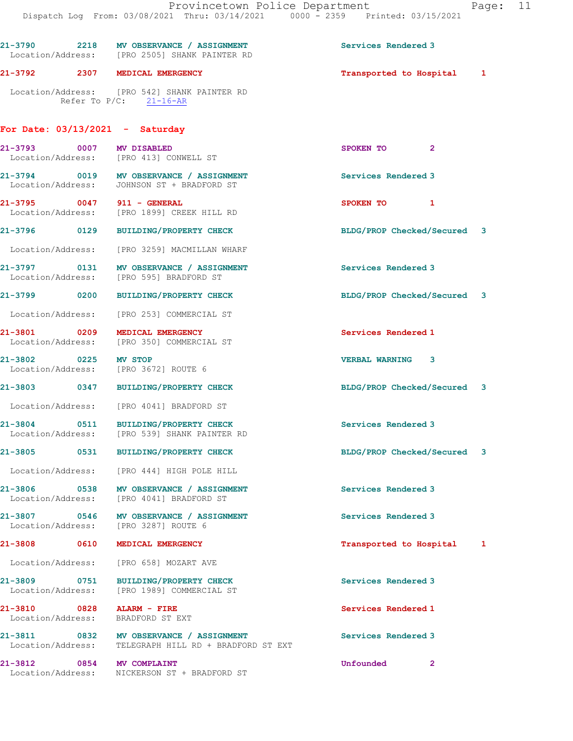21-3790 2218 MV OBSERVANCE / ASSIGNMENT Services Rendered 3
Location/Address: [PRO 2505] SHANK PAINTER RD

21-3792 2307 MEDICAL EMERGENCY Transported to Hospital 1
Location/Address: [PRO 542] SHANK PAINTER RD
Refer To P/C: 21-16-AR

## For Date: 03/13/2021 - Saturday

21-3793 0007 MV DISABLED SPOKEN TO 2
Location/Address: [PRO 413] CONWELL ST

21-3794 0019 MV OBSERVANCE / ASSIGNMENT Services Rendered 3
Location/Address: JOHNSON ST + BRADFORD ST

21-3795 0047 911 - GENERAL SPOKEN TO 1
Location/Address: [PRO 1899] CREEK HILL RD

21-3796 0129 BUILDING/PROPERTY CHECK BLDG/PROP Checked/Secured 3
Location/Address: [PRO 3259] MACMILLAN WHARF

21-3797 0131 MV OBSERVANCE / ASSIGNMENT Services Rendered 3
Location/Address: [PRO 595] BRADFORD ST

21-3799 0200 BUILDING/PROPERTY CHECK BLDG/PROP Checked/Secured 3
Location/Address: [PRO 253] COMMERCIAL ST

21-3801 0209 MEDICAL EMERGENCY Services Rendered 1
Location/Address: [PRO 350] COMMERCIAL ST

21-3802 0225 MV STOP VERBAL WARNING 3
Location/Address: [PRO 3672] ROUTE 6

21-3803 0347 BUILDING/PROPERTY CHECK BLDG/PROP Checked/Secured 3
Location/Address: [PRO 4041] BRADFORD ST

21-3804 0511 BUILDING/PROPERTY CHECK Services Rendered 3
Location/Address: [PRO 539] SHANK PAINTER RD

21-3805 0531 BUILDING/PROPERTY CHECK BLDG/PROP Checked/Secured 3
Location/Address: [PRO 444] HIGH POLE HILL

21-3806 0538 MV OBSERVANCE / ASSIGNMENT Services Rendered 3
Location/Address: [PRO 4041] BRADFORD ST

21-3807 0546 MV OBSERVANCE / ASSIGNMENT Services Rendered 3
Location/Address: [PRO 3287] ROUTE 6

21-3808 0610 MEDICAL EMERGENCY Transported to Hospital 1
Location/Address: [PRO 658] MOZART AVE

21-3809 0751 BUILDING/PROPERTY CHECK Services Rendered 3
Location/Address: [PRO 1989] COMMERCIAL ST

21-3810 0828 ALARM - FIRE Services Rendered 1
Location/Address: BRADFORD ST EXT

21-3811 0832 MV OBSERVANCE / ASSIGNMENT Services Rendered 3
Location/Address: TELEGRAPH HILL RD + BRADFORD ST EXT

21-3812 0854 MV COMPLAINT Unfounded 2
Location/Address: NICKERSON ST + BRADFORD ST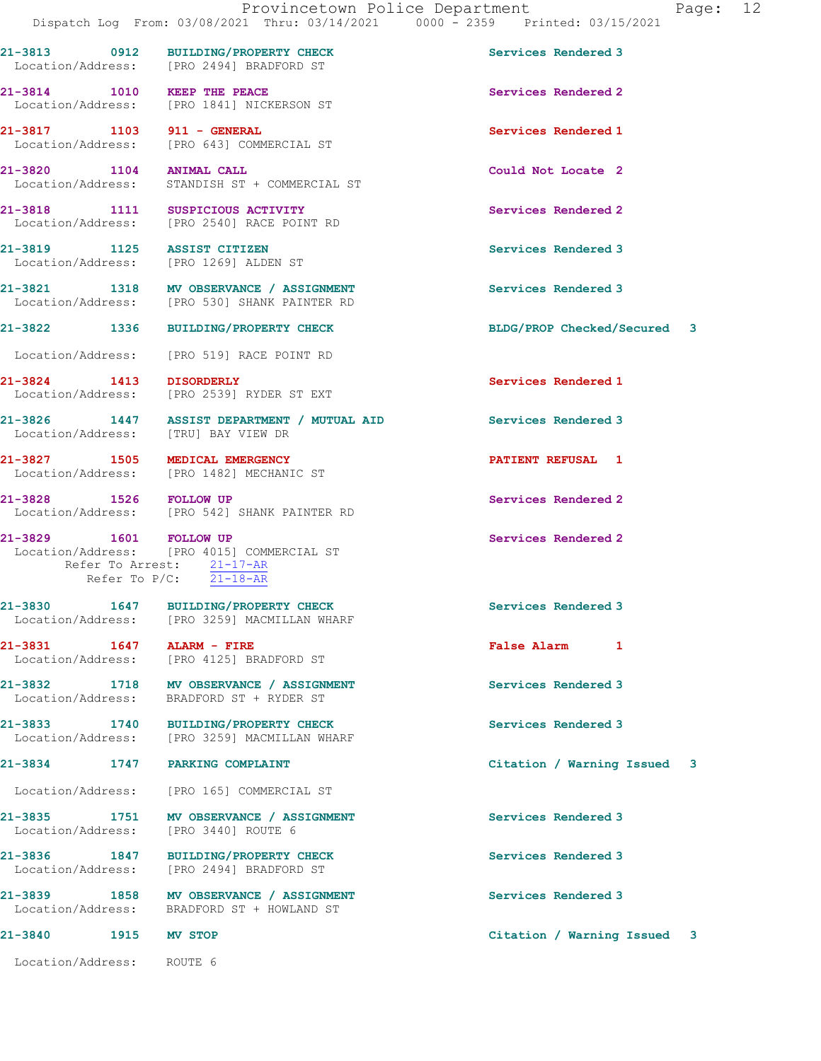| Call Number | Time | Call Reason | Action |
|---|---|---|---|
| 21-3813 | 0912 | BUILDING/PROPERTY CHECK | Services Rendered 3 |
| Location/Address: [PRO 2494] BRADFORD ST | | | |
| 21-3814 | 1010 | KEEP THE PEACE | Services Rendered 2 |
| Location/Address: [PRO 1841] NICKERSON ST | | | |
| 21-3817 | 1103 | 911 - GENERAL | Services Rendered 1 |
| Location/Address: [PRO 643] COMMERCIAL ST | | | |
| 21-3820 | 1104 | ANIMAL CALL | Could Not Locate 2 |
| Location/Address: STANDISH ST + COMMERCIAL ST | | | |
| 21-3818 | 1111 | SUSPICIOUS ACTIVITY | Services Rendered 2 |
| Location/Address: [PRO 2540] RACE POINT RD | | | |
| 21-3819 | 1125 | ASSIST CITIZEN | Services Rendered 3 |
| Location/Address: [PRO 1269] ALDEN ST | | | |
| 21-3821 | 1318 | MV OBSERVANCE / ASSIGNMENT | Services Rendered 3 |
| Location/Address: [PRO 530] SHANK PAINTER RD | | | |
| 21-3822 | 1336 | BUILDING/PROPERTY CHECK | BLDG/PROP Checked/Secured 3 |
| Location/Address: [PRO 519] RACE POINT RD | | | |
| 21-3824 | 1413 | DISORDERLY | Services Rendered 1 |
| Location/Address: [PRO 2539] RYDER ST EXT | | | |
| 21-3826 | 1447 | ASSIST DEPARTMENT / MUTUAL AID | Services Rendered 3 |
| Location/Address: [TRU] BAY VIEW DR | | | |
| 21-3827 | 1505 | MEDICAL EMERGENCY | PATIENT REFUSAL 1 |
| Location/Address: [PRO 1482] MECHANIC ST | | | |
| 21-3828 | 1526 | FOLLOW UP | Services Rendered 2 |
| Location/Address: [PRO 542] SHANK PAINTER RD | | | |
| 21-3829 | 1601 | FOLLOW UP | Services Rendered 2 |
| Location/Address: [PRO 4015] COMMERCIAL ST; Refer To Arrest: 21-17-AR; Refer To P/C: 21-18-AR | | | |
| 21-3830 | 1647 | BUILDING/PROPERTY CHECK | Services Rendered 3 |
| Location/Address: [PRO 3259] MACMILLAN WHARF | | | |
| 21-3831 | 1647 | ALARM - FIRE | False Alarm 1 |
| Location/Address: [PRO 4125] BRADFORD ST | | | |
| 21-3832 | 1718 | MV OBSERVANCE / ASSIGNMENT | Services Rendered 3 |
| Location/Address: BRADFORD ST + RYDER ST | | | |
| 21-3833 | 1740 | BUILDING/PROPERTY CHECK | Services Rendered 3 |
| Location/Address: [PRO 3259] MACMILLAN WHARF | | | |
| 21-3834 | 1747 | PARKING COMPLAINT | Citation / Warning Issued 3 |
| Location/Address: [PRO 165] COMMERCIAL ST | | | |
| 21-3835 | 1751 | MV OBSERVANCE / ASSIGNMENT | Services Rendered 3 |
| Location/Address: [PRO 3440] ROUTE 6 | | | |
| 21-3836 | 1847 | BUILDING/PROPERTY CHECK | Services Rendered 3 |
| Location/Address: [PRO 2494] BRADFORD ST | | | |
| 21-3839 | 1858 | MV OBSERVANCE / ASSIGNMENT | Services Rendered 3 |
| Location/Address: BRADFORD ST + HOWLAND ST | | | |
| 21-3840 | 1915 | MV STOP | Citation / Warning Issued 3 |
| Location/Address: ROUTE 6 | | | |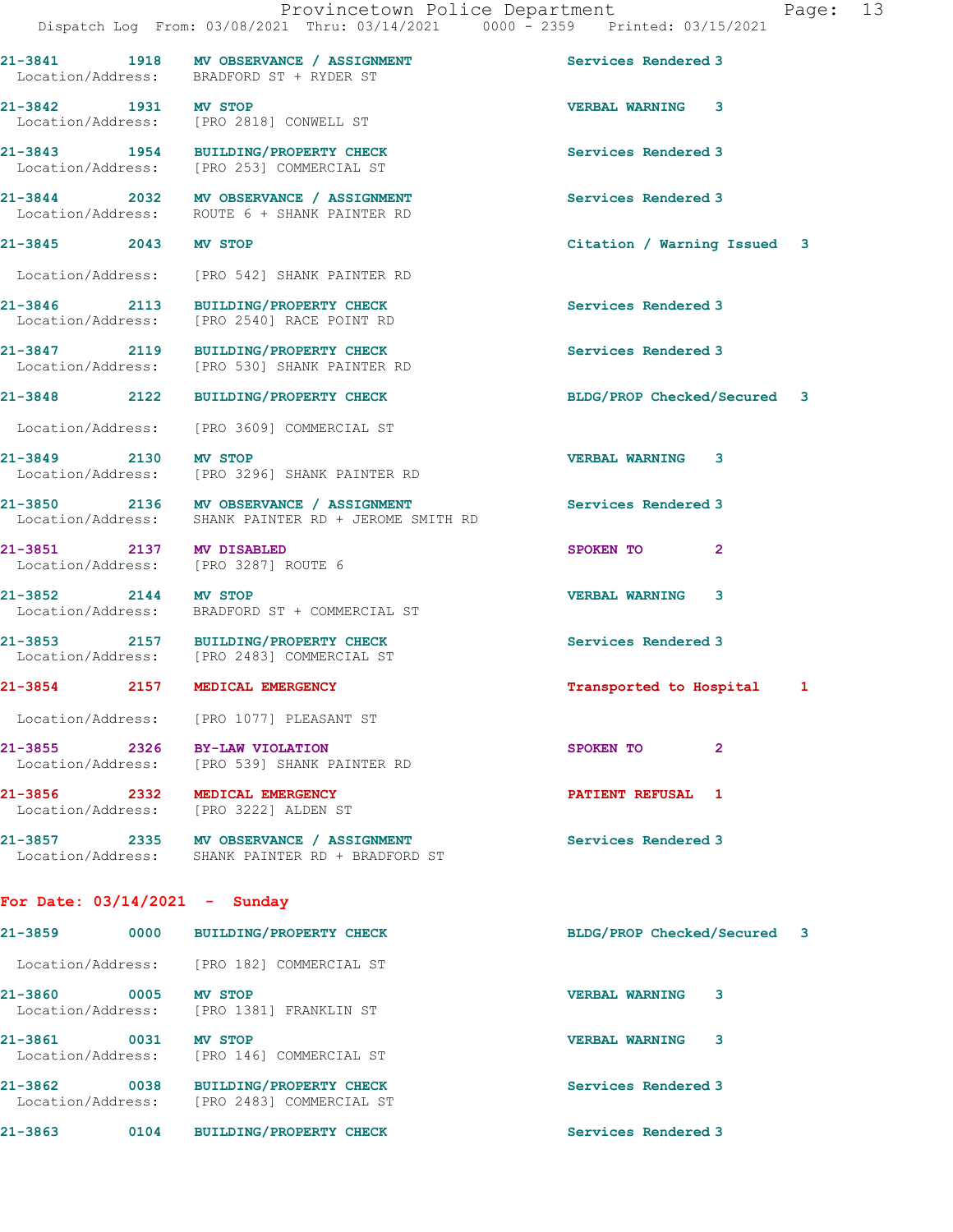21-3841 1918 MV OBSERVANCE / ASSIGNMENT Services Rendered 3
Location/Address: BRADFORD ST + RYDER ST

21-3842 1931 MV STOP VERBAL WARNING 3
Location/Address: [PRO 2818] CONWELL ST

21-3843 1954 BUILDING/PROPERTY CHECK Services Rendered 3
Location/Address: [PRO 253] COMMERCIAL ST

21-3844 2032 MV OBSERVANCE / ASSIGNMENT Services Rendered 3
Location/Address: ROUTE 6 + SHANK PAINTER RD

21-3845 2043 MV STOP Citation / Warning Issued 3
Location/Address: [PRO 542] SHANK PAINTER RD

21-3846 2113 BUILDING/PROPERTY CHECK Services Rendered 3
Location/Address: [PRO 2540] RACE POINT RD

21-3847 2119 BUILDING/PROPERTY CHECK Services Rendered 3
Location/Address: [PRO 530] SHANK PAINTER RD

21-3848 2122 BUILDING/PROPERTY CHECK BLDG/PROP Checked/Secured 3
Location/Address: [PRO 3609] COMMERCIAL ST

21-3849 2130 MV STOP VERBAL WARNING 3
Location/Address: [PRO 3296] SHANK PAINTER RD

21-3850 2136 MV OBSERVANCE / ASSIGNMENT Services Rendered 3
Location/Address: SHANK PAINTER RD + JEROME SMITH RD

21-3851 2137 MV DISABLED SPOKEN TO 2
Location/Address: [PRO 3287] ROUTE 6

21-3852 2144 MV STOP VERBAL WARNING 3
Location/Address: BRADFORD ST + COMMERCIAL ST

21-3853 2157 BUILDING/PROPERTY CHECK Services Rendered 3
Location/Address: [PRO 2483] COMMERCIAL ST

21-3854 2157 MEDICAL EMERGENCY Transported to Hospital 1
Location/Address: [PRO 1077] PLEASANT ST

21-3855 2326 BY-LAW VIOLATION SPOKEN TO 2
Location/Address: [PRO 539] SHANK PAINTER RD

21-3856 2332 MEDICAL EMERGENCY PATIENT REFUSAL 1
Location/Address: [PRO 3222] ALDEN ST

21-3857 2335 MV OBSERVANCE / ASSIGNMENT Services Rendered 3
Location/Address: SHANK PAINTER RD + BRADFORD ST

## For Date: 03/14/2021 - Sunday

21-3859 0000 BUILDING/PROPERTY CHECK BLDG/PROP Checked/Secured 3
Location/Address: [PRO 182] COMMERCIAL ST

21-3860 0005 MV STOP VERBAL WARNING 3
Location/Address: [PRO 1381] FRANKLIN ST

21-3861 0031 MV STOP VERBAL WARNING 3
Location/Address: [PRO 146] COMMERCIAL ST

21-3862 0038 BUILDING/PROPERTY CHECK Services Rendered 3
Location/Address: [PRO 2483] COMMERCIAL ST

21-3863 0104 BUILDING/PROPERTY CHECK Services Rendered 3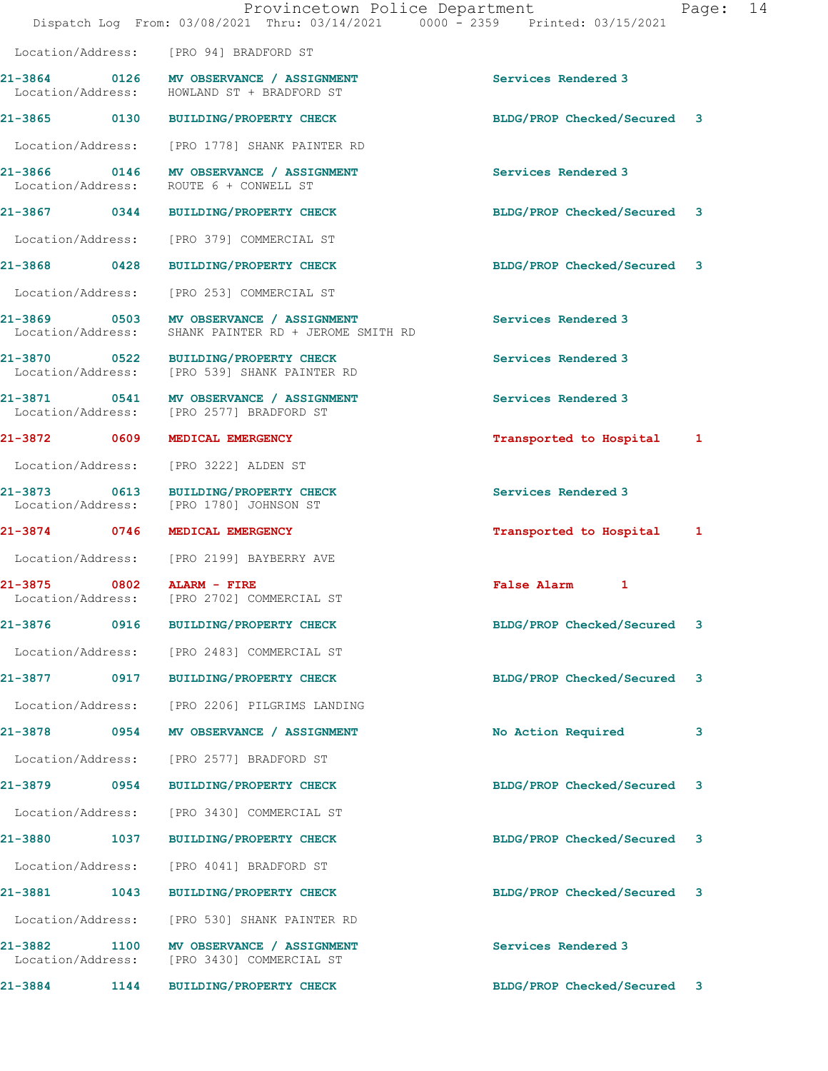Location/Address: [PRO 94] BRADFORD ST

| Call # | Time | Call Reason | Action | Priority |
|---|---|---|---|---|
| 21-3864 | 0126 | MV OBSERVANCE / ASSIGNMENT | Services Rendered | 3 |
| | | Location/Address: HOWLAND ST + BRADFORD ST | | |
| 21-3865 | 0130 | BUILDING/PROPERTY CHECK | BLDG/PROP Checked/Secured | 3 |
| | | Location/Address: [PRO 1778] SHANK PAINTER RD | | |
| 21-3866 | 0146 | MV OBSERVANCE / ASSIGNMENT | Services Rendered | 3 |
| | | Location/Address: ROUTE 6 + CONWELL ST | | |
| 21-3867 | 0344 | BUILDING/PROPERTY CHECK | BLDG/PROP Checked/Secured | 3 |
| | | Location/Address: [PRO 379] COMMERCIAL ST | | |
| 21-3868 | 0428 | BUILDING/PROPERTY CHECK | BLDG/PROP Checked/Secured | 3 |
| | | Location/Address: [PRO 253] COMMERCIAL ST | | |
| 21-3869 | 0503 | MV OBSERVANCE / ASSIGNMENT | Services Rendered | 3 |
| | | Location/Address: SHANK PAINTER RD + JEROME SMITH RD | | |
| 21-3870 | 0522 | BUILDING/PROPERTY CHECK | Services Rendered | 3 |
| | | Location/Address: [PRO 539] SHANK PAINTER RD | | |
| 21-3871 | 0541 | MV OBSERVANCE / ASSIGNMENT | Services Rendered | 3 |
| | | Location/Address: [PRO 2577] BRADFORD ST | | |
| 21-3872 | 0609 | MEDICAL EMERGENCY | Transported to Hospital | 1 |
| | | Location/Address: [PRO 3222] ALDEN ST | | |
| 21-3873 | 0613 | BUILDING/PROPERTY CHECK | Services Rendered | 3 |
| | | Location/Address: [PRO 1780] JOHNSON ST | | |
| 21-3874 | 0746 | MEDICAL EMERGENCY | Transported to Hospital | 1 |
| | | Location/Address: [PRO 2199] BAYBERRY AVE | | |
| 21-3875 | 0802 | ALARM - FIRE | False Alarm | 1 |
| | | Location/Address: [PRO 2702] COMMERCIAL ST | | |
| 21-3876 | 0916 | BUILDING/PROPERTY CHECK | BLDG/PROP Checked/Secured | 3 |
| | | Location/Address: [PRO 2483] COMMERCIAL ST | | |
| 21-3877 | 0917 | BUILDING/PROPERTY CHECK | BLDG/PROP Checked/Secured | 3 |
| | | Location/Address: [PRO 2206] PILGRIMS LANDING | | |
| 21-3878 | 0954 | MV OBSERVANCE / ASSIGNMENT | No Action Required | 3 |
| | | Location/Address: [PRO 2577] BRADFORD ST | | |
| 21-3879 | 0954 | BUILDING/PROPERTY CHECK | BLDG/PROP Checked/Secured | 3 |
| | | Location/Address: [PRO 3430] COMMERCIAL ST | | |
| 21-3880 | 1037 | BUILDING/PROPERTY CHECK | BLDG/PROP Checked/Secured | 3 |
| | | Location/Address: [PRO 4041] BRADFORD ST | | |
| 21-3881 | 1043 | BUILDING/PROPERTY CHECK | BLDG/PROP Checked/Secured | 3 |
| | | Location/Address: [PRO 530] SHANK PAINTER RD | | |
| 21-3882 | 1100 | MV OBSERVANCE / ASSIGNMENT | Services Rendered | 3 |
| | | Location/Address: [PRO 3430] COMMERCIAL ST | | |
| 21-3884 | 1144 | BUILDING/PROPERTY CHECK | BLDG/PROP Checked/Secured | 3 |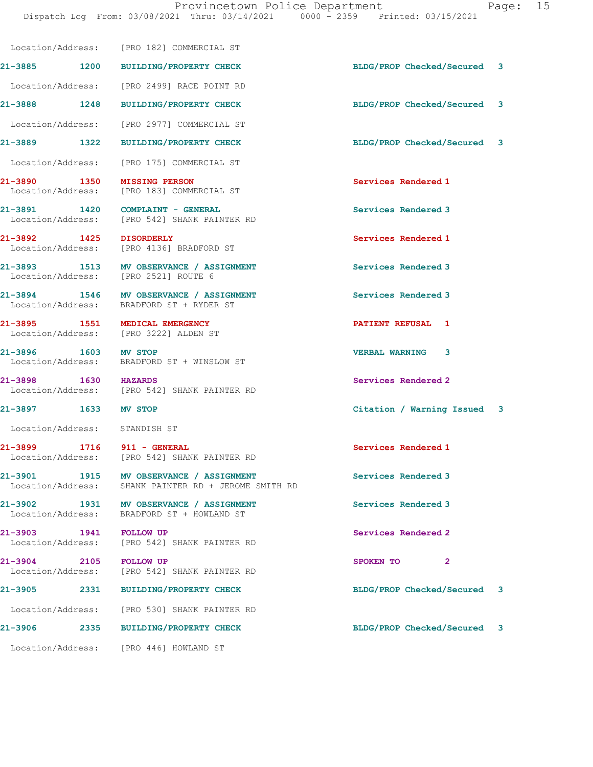Location/Address: [PRO 182] COMMERCIAL ST

| | | | | |
|---|---|---|---|---|
| 21-3885 | 1200 | BUILDING/PROPERTY CHECK | BLDG/PROP Checked/Secured | 3 |
| Location/Address: | | [PRO 2499] RACE POINT RD | | |
| 21-3888 | 1248 | BUILDING/PROPERTY CHECK | BLDG/PROP Checked/Secured | 3 |
| Location/Address: | | [PRO 2977] COMMERCIAL ST | | |
| 21-3889 | 1322 | BUILDING/PROPERTY CHECK | BLDG/PROP Checked/Secured | 3 |
| Location/Address: | | [PRO 175] COMMERCIAL ST | | |
| 21-3890 | 1350 | MISSING PERSON | Services Rendered | 1 |
| Location/Address: | | [PRO 183] COMMERCIAL ST | | |
| 21-3891 | 1420 | COMPLAINT - GENERAL | Services Rendered | 3 |
| Location/Address: | | [PRO 542] SHANK PAINTER RD | | |
| 21-3892 | 1425 | DISORDERLY | Services Rendered | 1 |
| Location/Address: | | [PRO 4136] BRADFORD ST | | |
| 21-3893 | 1513 | MV OBSERVANCE / ASSIGNMENT | Services Rendered | 3 |
| Location/Address: | | [PRO 2521] ROUTE 6 | | |
| 21-3894 | 1546 | MV OBSERVANCE / ASSIGNMENT | Services Rendered | 3 |
| Location/Address: | | BRADFORD ST + RYDER ST | | |
| 21-3895 | 1551 | MEDICAL EMERGENCY | PATIENT REFUSAL | 1 |
| Location/Address: | | [PRO 3222] ALDEN ST | | |
| 21-3896 | 1603 | MV STOP | VERBAL WARNING | 3 |
| Location/Address: | | BRADFORD ST + WINSLOW ST | | |
| 21-3898 | 1630 | HAZARDS | Services Rendered | 2 |
| Location/Address: | | [PRO 542] SHANK PAINTER RD | | |
| 21-3897 | 1633 | MV STOP | Citation / Warning Issued | 3 |
| Location/Address: | | STANDISH ST | | |
| 21-3899 | 1716 | 911 - GENERAL | Services Rendered | 1 |
| Location/Address: | | [PRO 542] SHANK PAINTER RD | | |
| 21-3901 | 1915 | MV OBSERVANCE / ASSIGNMENT | Services Rendered | 3 |
| Location/Address: | | SHANK PAINTER RD + JEROME SMITH RD | | |
| 21-3902 | 1931 | MV OBSERVANCE / ASSIGNMENT | Services Rendered | 3 |
| Location/Address: | | BRADFORD ST + HOWLAND ST | | |
| 21-3903 | 1941 | FOLLOW UP | Services Rendered | 2 |
| Location/Address: | | [PRO 542] SHANK PAINTER RD | | |
| 21-3904 | 2105 | FOLLOW UP | SPOKEN TO | 2 |
| Location/Address: | | [PRO 542] SHANK PAINTER RD | | |
| 21-3905 | 2331 | BUILDING/PROPERTY CHECK | BLDG/PROP Checked/Secured | 3 |
| Location/Address: | | [PRO 530] SHANK PAINTER RD | | |
| 21-3906 | 2335 | BUILDING/PROPERTY CHECK | BLDG/PROP Checked/Secured | 3 |
| Location/Address: | | [PRO 446] HOWLAND ST | | |